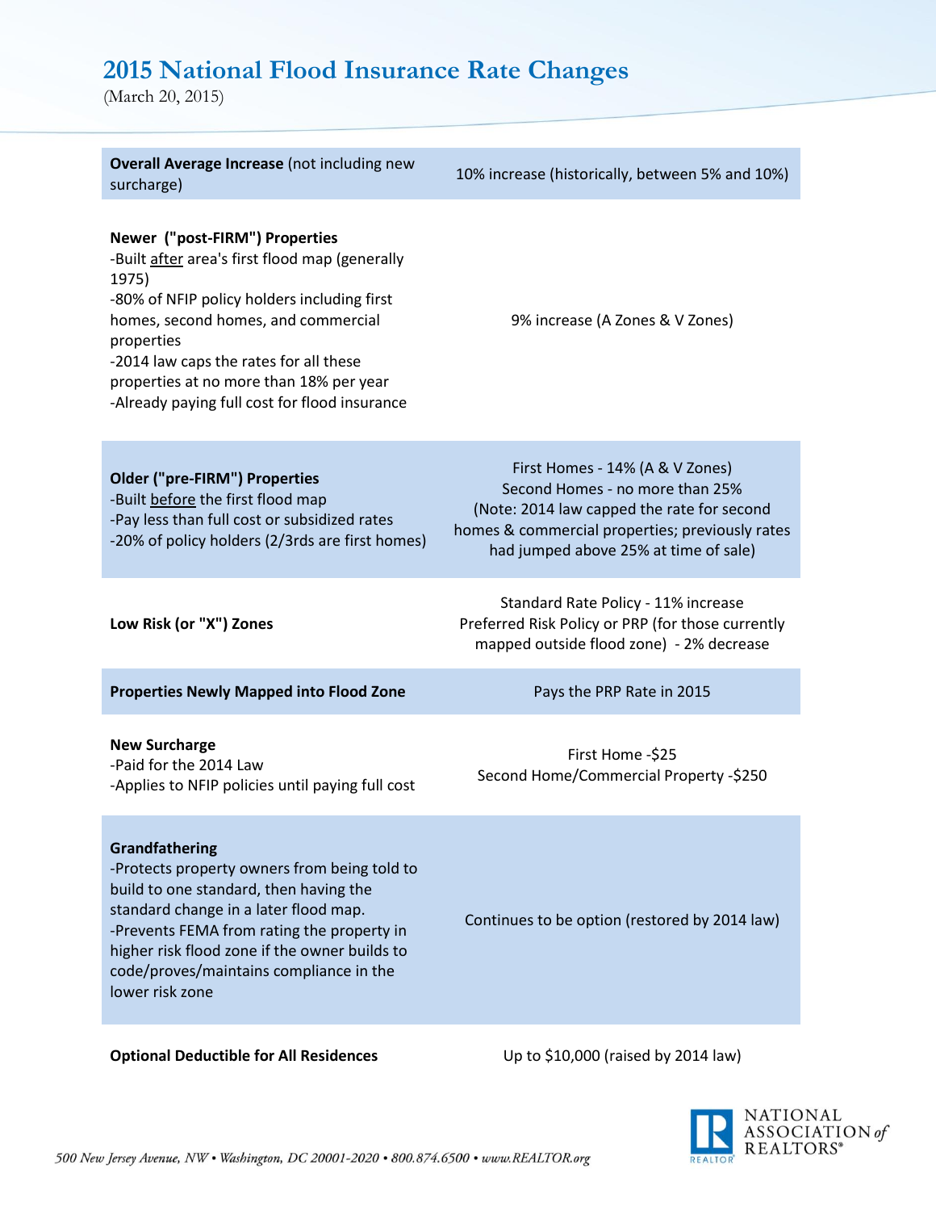# 2015 National Flood Insurance Rate Changes

(March 20, 2015)

| | |
|---|---|
| **Overall Average Increase** (not including new surcharge) | 10% increase (historically, between 5% and 10%) |
| **Newer ("post-FIRM") Properties**<br>-Built <u>after</u> area's first flood map (generally 1975)<br>-80% of NFIP policy holders including first homes, second homes, and commercial properties<br>-2014 law caps the rates for all these properties at no more than 18% per year<br>-Already paying full cost for flood insurance | 9% increase (A Zones & V Zones) |
| **Older ("pre-FIRM") Properties**<br>-Built <u>before</u> the first flood map<br>-Pay less than full cost or subsidized rates<br>-20% of policy holders (2/3rds are first homes) | First Homes - 14% (A & V Zones)<br>Second Homes - no more than 25%<br>(Note: 2014 law capped the rate for second homes & commercial properties; previously rates had jumped above 25% at time of sale) |
| **Low Risk (or "X") Zones** | Standard Rate Policy - 11% increase<br>Preferred Risk Policy or PRP (for those currently mapped outside flood zone) - 2% decrease |
| **Properties Newly Mapped into Flood Zone** | Pays the PRP Rate in 2015 |
| **New Surcharge**<br>-Paid for the 2014 Law<br>-Applies to NFIP policies until paying full cost | First Home -$25<br>Second Home/Commercial Property -$250 |
| **Grandfathering**<br>-Protects property owners from being told to build to one standard, then having the standard change in a later flood map.<br>-Prevents FEMA from rating the property in higher risk flood zone if the owner builds to code/proves/maintains compliance in the lower risk zone | Continues to be option (restored by 2014 law) |
| **Optional Deductible for All Residences** | Up to $10,000 (raised by 2014 law) |

*500 New Jersey Avenue, NW • Washington, DC 20001-2020 • 800.874.6500 • www.REALTOR.org*

NATIONAL ASSOCIATION *of* REALTORS®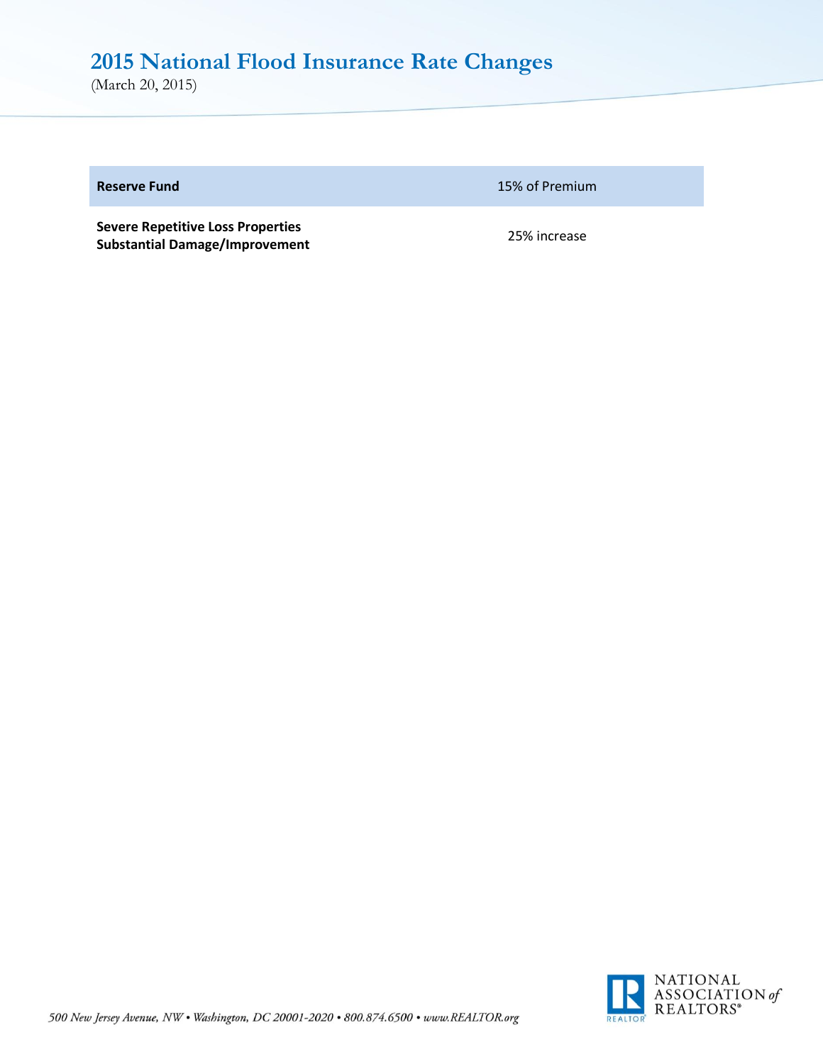# 2015 National Flood Insurance Rate Changes

(March 20, 2015)

| | |
|---|---|
| **Reserve Fund** | 15% of Premium |
| **Severe Repetitive Loss Properties**<br>**Substantial Damage/Improvement** | 25% increase |

500 New Jersey Avenue, NW • Washington, DC 20001-2020 • 800.874.6500 • www.REALTOR.org

NATIONAL ASSOCIATION *of* REALTORS®